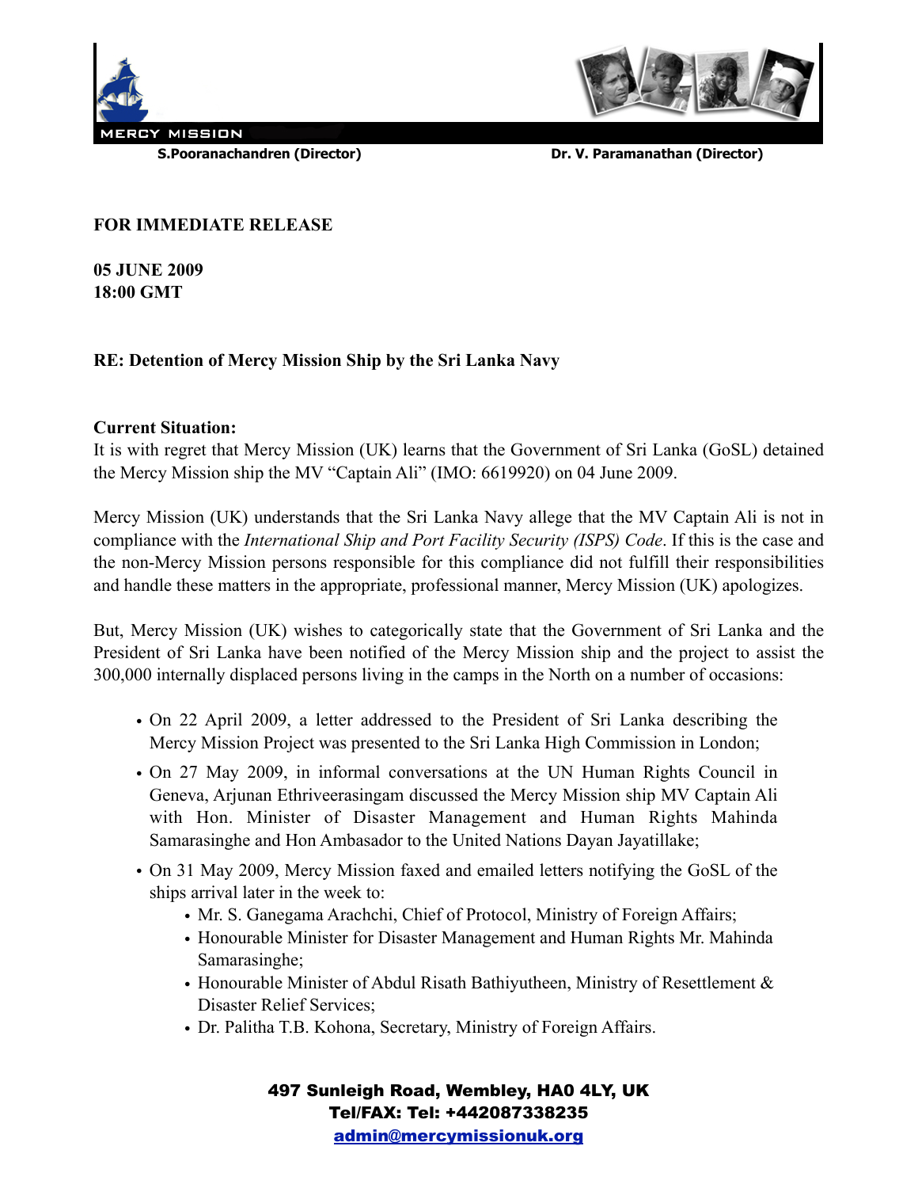MERCY MISSION

**S.Pooranachandren (Director)** **Dr. V. Paramanathan (Director)**

**FOR IMMEDIATE RELEASE**

**05 JUNE 2009**
**18:00 GMT**

**RE: Detention of Mercy Mission Ship by the Sri Lanka Navy**

**Current Situation:**
It is with regret that Mercy Mission (UK) learns that the Government of Sri Lanka (GoSL) detained the Mercy Mission ship the MV "Captain Ali" (IMO: 6619920) on 04 June 2009.

Mercy Mission (UK) understands that the Sri Lanka Navy allege that the MV Captain Ali is not in compliance with the *International Ship and Port Facility Security (ISPS) Code*. If this is the case and the non-Mercy Mission persons responsible for this compliance did not fulfill their responsibilities and handle these matters in the appropriate, professional manner, Mercy Mission (UK) apologizes.

But, Mercy Mission (UK) wishes to categorically state that the Government of Sri Lanka and the President of Sri Lanka have been notified of the Mercy Mission ship and the project to assist the 300,000 internally displaced persons living in the camps in the North on a number of occasions:

- On 22 April 2009, a letter addressed to the President of Sri Lanka describing the Mercy Mission Project was presented to the Sri Lanka High Commission in London;
- On 27 May 2009, in informal conversations at the UN Human Rights Council in Geneva, Arjunan Ethriveerasingam discussed the Mercy Mission ship MV Captain Ali with Hon. Minister of Disaster Management and Human Rights Mahinda Samarasinghe and Hon Ambasador to the United Nations Dayan Jayatillake;
- On 31 May 2009, Mercy Mission faxed and emailed letters notifying the GoSL of the ships arrival later in the week to:
  - Mr. S. Ganegama Arachchi, Chief of Protocol, Ministry of Foreign Affairs;
  - Honourable Minister for Disaster Management and Human Rights Mr. Mahinda Samarasinghe;
  - Honourable Minister of Abdul Risath Bathiyutheen, Ministry of Resettlement & Disaster Relief Services;
  - Dr. Palitha T.B. Kohona, Secretary, Ministry of Foreign Affairs.

**497 Sunleigh Road, Wembley, HA0 4LY, UK**
**Tel/FAX: Tel: +442087338235**
**admin@mercymissionuk.org**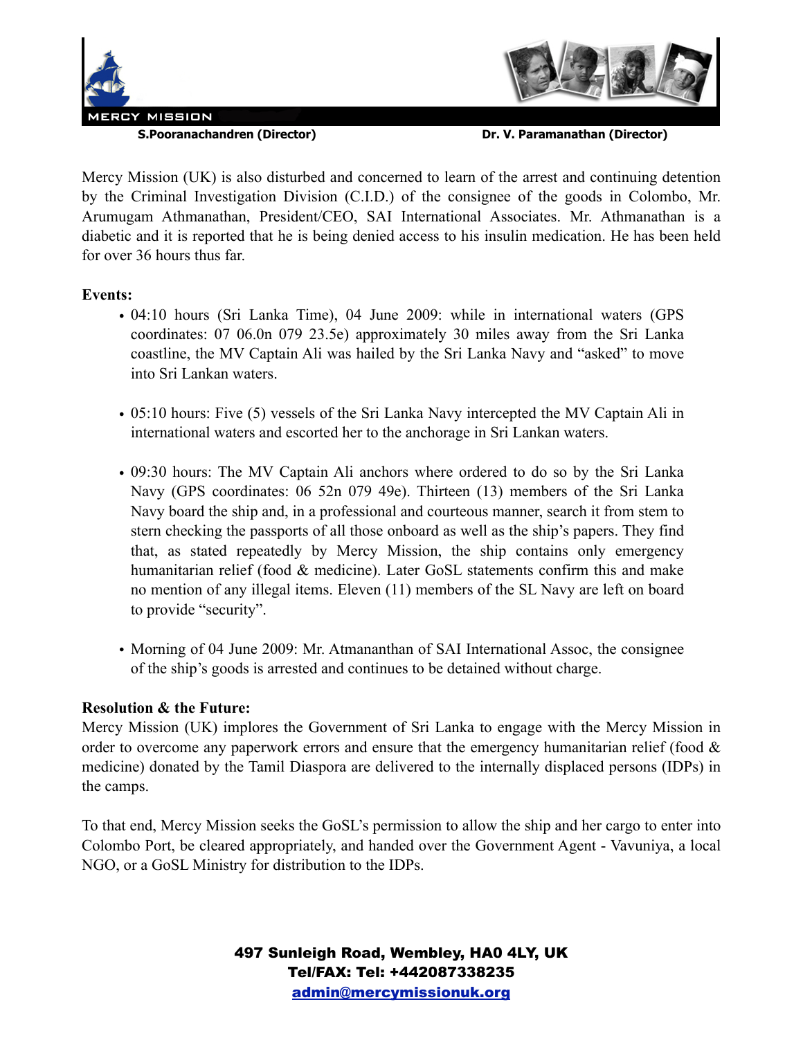Mercy Mission (UK) is also disturbed and concerned to learn of the arrest and continuing detention by the Criminal Investigation Division (C.I.D.) of the consignee of the goods in Colombo, Mr. Arumugam Athmanathan, President/CEO, SAI International Associates. Mr. Athmanathan is a diabetic and it is reported that he is being denied access to his insulin medication. He has been held for over 36 hours thus far.

**Events:**

- 04:10 hours (Sri Lanka Time), 04 June 2009: while in international waters (GPS coordinates: 07 06.0n 079 23.5e) approximately 30 miles away from the Sri Lanka coastline, the MV Captain Ali was hailed by the Sri Lanka Navy and "asked" to move into Sri Lankan waters.

- 05:10 hours: Five (5) vessels of the Sri Lanka Navy intercepted the MV Captain Ali in international waters and escorted her to the anchorage in Sri Lankan waters.

- 09:30 hours: The MV Captain Ali anchors where ordered to do so by the Sri Lanka Navy (GPS coordinates: 06 52n 079 49e). Thirteen (13) members of the Sri Lanka Navy board the ship and, in a professional and courteous manner, search it from stem to stern checking the passports of all those onboard as well as the ship's papers. They find that, as stated repeatedly by Mercy Mission, the ship contains only emergency humanitarian relief (food & medicine). Later GoSL statements confirm this and make no mention of any illegal items. Eleven (11) members of the SL Navy are left on board to provide "security".

- Morning of 04 June 2009: Mr. Atmananthan of SAI International Assoc, the consignee of the ship's goods is arrested and continues to be detained without charge.

**Resolution & the Future:**

Mercy Mission (UK) implores the Government of Sri Lanka to engage with the Mercy Mission in order to overcome any paperwork errors and ensure that the emergency humanitarian relief (food & medicine) donated by the Tamil Diaspora are delivered to the internally displaced persons (IDPs) in the camps.

To that end, Mercy Mission seeks the GoSL's permission to allow the ship and her cargo to enter into Colombo Port, be cleared appropriately, and handed over the Government Agent - Vavuniya, a local NGO, or a GoSL Ministry for distribution to the IDPs.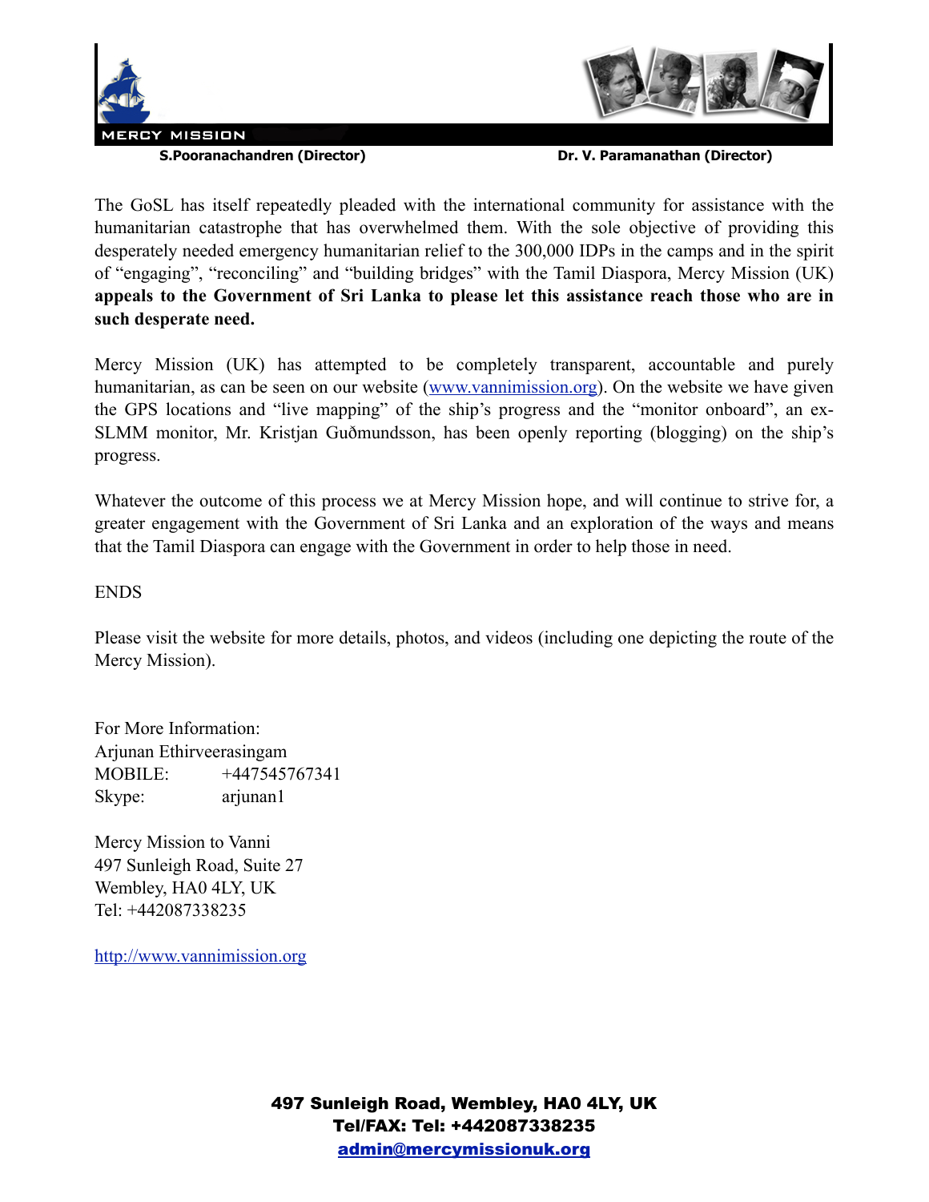The GoSL has itself repeatedly pleaded with the international community for assistance with the humanitarian catastrophe that has overwhelmed them. With the sole objective of providing this desperately needed emergency humanitarian relief to the 300,000 IDPs in the camps and in the spirit of "engaging", "reconciling" and "building bridges" with the Tamil Diaspora, Mercy Mission (UK) **appeals to the Government of Sri Lanka to please let this assistance reach those who are in such desperate need.**

Mercy Mission (UK) has attempted to be completely transparent, accountable and purely humanitarian, as can be seen on our website (www.vannimission.org). On the website we have given the GPS locations and "live mapping" of the ship's progress and the "monitor onboard", an ex-SLMM monitor, Mr. Kristjan Guðmundsson, has been openly reporting (blogging) on the ship's progress.

Whatever the outcome of this process we at Mercy Mission hope, and will continue to strive for, a greater engagement with the Government of Sri Lanka and an exploration of the ways and means that the Tamil Diaspora can engage with the Government in order to help those in need.

ENDS

Please visit the website for more details, photos, and videos (including one depicting the route of the Mercy Mission).

For More Information:
Arjunan Ethirveerasingam
MOBILE: +447545767341
Skype: arjunan1

Mercy Mission to Vanni
497 Sunleigh Road, Suite 27
Wembley, HA0 4LY, UK
Tel: +442087338235

http://www.vannimission.org